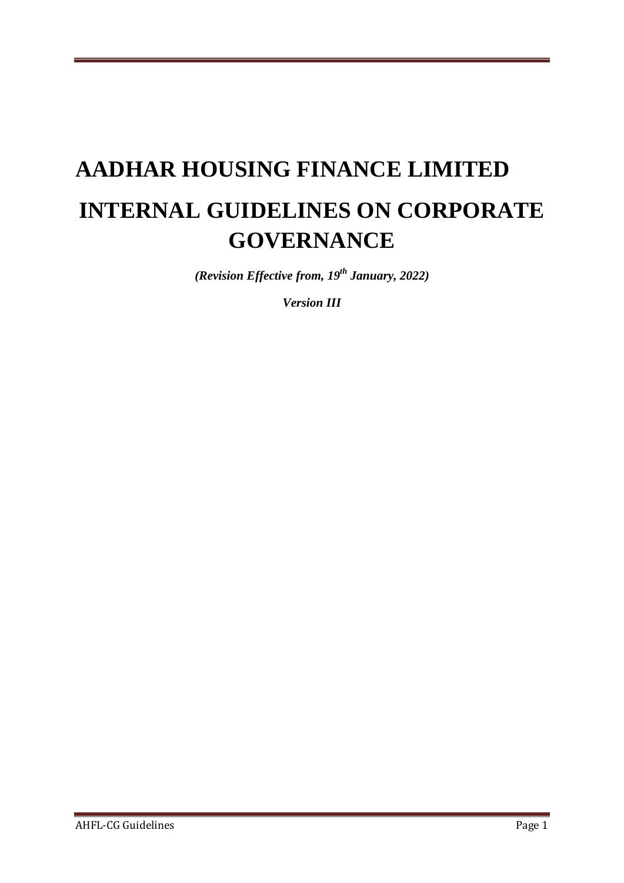# AADHAR HOUSING FINANCE LIMITED

# INTERNAL GUIDELINES ON CORPORATE GOVERNANCE

***(Revision Effective from, 19th January, 2022)***

***Version III***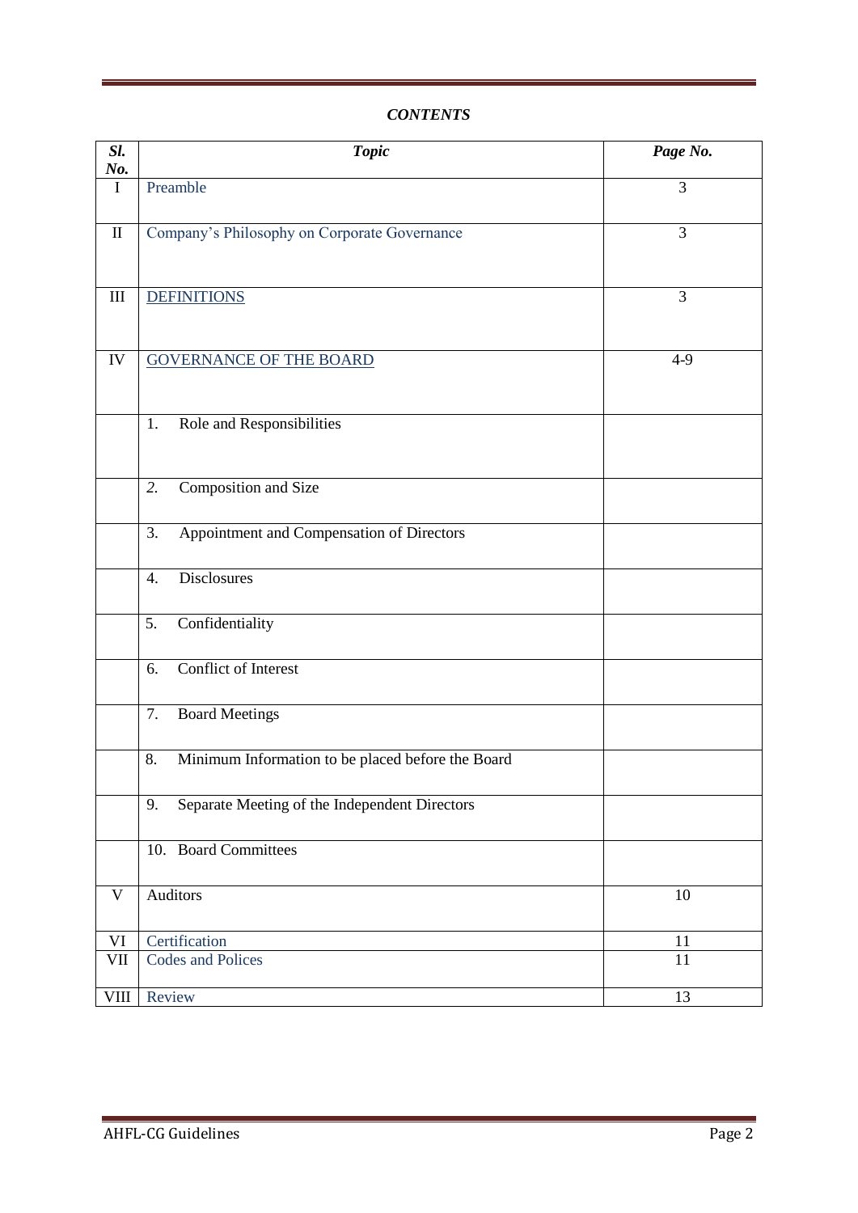***CONTENTS***

| *Sl. No.* | *Topic* | *Page No.* |
|---|---|---|
| I | Preamble | 3 |
| II | Company's Philosophy on Corporate Governance | 3 |
| III | DEFINITIONS | 3 |
| IV | GOVERNANCE OF THE BOARD | 4-9 |
| | 1. Role and Responsibilities | |
| | 2. Composition and Size | |
| | 3. Appointment and Compensation of Directors | |
| | 4. Disclosures | |
| | 5. Confidentiality | |
| | 6. Conflict of Interest | |
| | 7. Board Meetings | |
| | 8. Minimum Information to be placed before the Board | |
| | 9. Separate Meeting of the Independent Directors | |
| | 10. Board Committees | |
| V | Auditors | 10 |
| VI | Certification | 11 |
| VII | Codes and Polices | 11 |
| VIII | Review | 13 |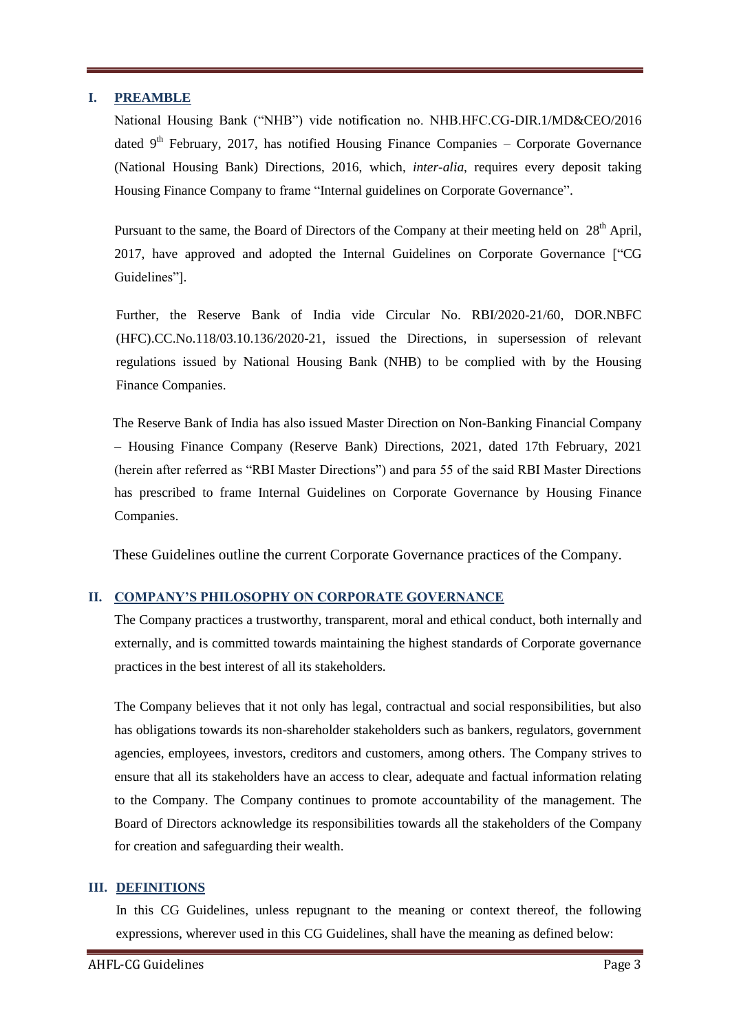## I. PREAMBLE

National Housing Bank ("NHB") vide notification no. NHB.HFC.CG-DIR.1/MD&CEO/2016 dated 9th February, 2017, has notified Housing Finance Companies – Corporate Governance (National Housing Bank) Directions, 2016, which, *inter-alia*, requires every deposit taking Housing Finance Company to frame "Internal guidelines on Corporate Governance".

Pursuant to the same, the Board of Directors of the Company at their meeting held on 28th April, 2017, have approved and adopted the Internal Guidelines on Corporate Governance ["CG Guidelines"].

Further, the Reserve Bank of India vide Circular No. RBI/2020-21/60, DOR.NBFC (HFC).CC.No.118/03.10.136/2020-21, issued the Directions, in supersession of relevant regulations issued by National Housing Bank (NHB) to be complied with by the Housing Finance Companies.

The Reserve Bank of India has also issued Master Direction on Non-Banking Financial Company – Housing Finance Company (Reserve Bank) Directions, 2021, dated 17th February, 2021 (herein after referred as "RBI Master Directions") and para 55 of the said RBI Master Directions has prescribed to frame Internal Guidelines on Corporate Governance by Housing Finance Companies.

These Guidelines outline the current Corporate Governance practices of the Company.

## II. COMPANY'S PHILOSOPHY ON CORPORATE GOVERNANCE

The Company practices a trustworthy, transparent, moral and ethical conduct, both internally and externally, and is committed towards maintaining the highest standards of Corporate governance practices in the best interest of all its stakeholders.

The Company believes that it not only has legal, contractual and social responsibilities, but also has obligations towards its non-shareholder stakeholders such as bankers, regulators, government agencies, employees, investors, creditors and customers, among others. The Company strives to ensure that all its stakeholders have an access to clear, adequate and factual information relating to the Company. The Company continues to promote accountability of the management. The Board of Directors acknowledge its responsibilities towards all the stakeholders of the Company for creation and safeguarding their wealth.

## III. DEFINITIONS

In this CG Guidelines, unless repugnant to the meaning or context thereof, the following expressions, wherever used in this CG Guidelines, shall have the meaning as defined below: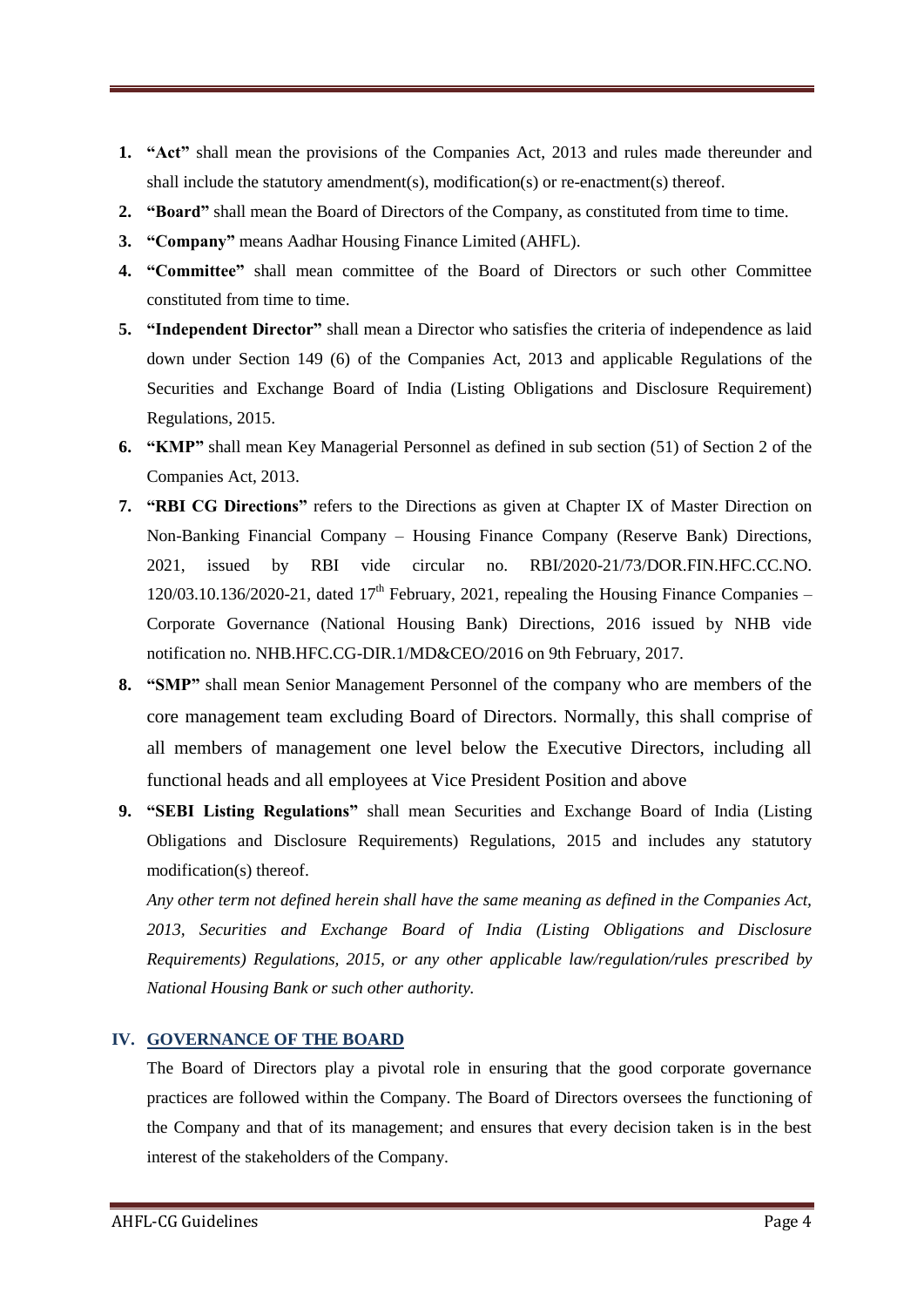1. **"Act"** shall mean the provisions of the Companies Act, 2013 and rules made thereunder and shall include the statutory amendment(s), modification(s) or re-enactment(s) thereof.
2. **"Board"** shall mean the Board of Directors of the Company, as constituted from time to time.
3. **"Company"** means Aadhar Housing Finance Limited (AHFL).
4. **"Committee"** shall mean committee of the Board of Directors or such other Committee constituted from time to time.
5. **"Independent Director"** shall mean a Director who satisfies the criteria of independence as laid down under Section 149 (6) of the Companies Act, 2013 and applicable Regulations of the Securities and Exchange Board of India (Listing Obligations and Disclosure Requirement) Regulations, 2015.
6. **"KMP"** shall mean Key Managerial Personnel as defined in sub section (51) of Section 2 of the Companies Act, 2013.
7. **"RBI CG Directions"** refers to the Directions as given at Chapter IX of Master Direction on Non-Banking Financial Company – Housing Finance Company (Reserve Bank) Directions, 2021, issued by RBI vide circular no. RBI/2020-21/73/DOR.FIN.HFC.CC.NO. 120/03.10.136/2020-21, dated 17th February, 2021, repealing the Housing Finance Companies – Corporate Governance (National Housing Bank) Directions, 2016 issued by NHB vide notification no. NHB.HFC.CG-DIR.1/MD&CEO/2016 on 9th February, 2017.
8. **"SMP"** shall mean Senior Management Personnel of the company who are members of the core management team excluding Board of Directors. Normally, this shall comprise of all members of management one level below the Executive Directors, including all functional heads and all employees at Vice President Position and above
9. **"SEBI Listing Regulations"** shall mean Securities and Exchange Board of India (Listing Obligations and Disclosure Requirements) Regulations, 2015 and includes any statutory modification(s) thereof.

   *Any other term not defined herein shall have the same meaning as defined in the Companies Act, 2013, Securities and Exchange Board of India (Listing Obligations and Disclosure Requirements) Regulations, 2015, or any other applicable law/regulation/rules prescribed by National Housing Bank or such other authority.*

## IV. GOVERNANCE OF THE BOARD

The Board of Directors play a pivotal role in ensuring that the good corporate governance practices are followed within the Company. The Board of Directors oversees the functioning of the Company and that of its management; and ensures that every decision taken is in the best interest of the stakeholders of the Company.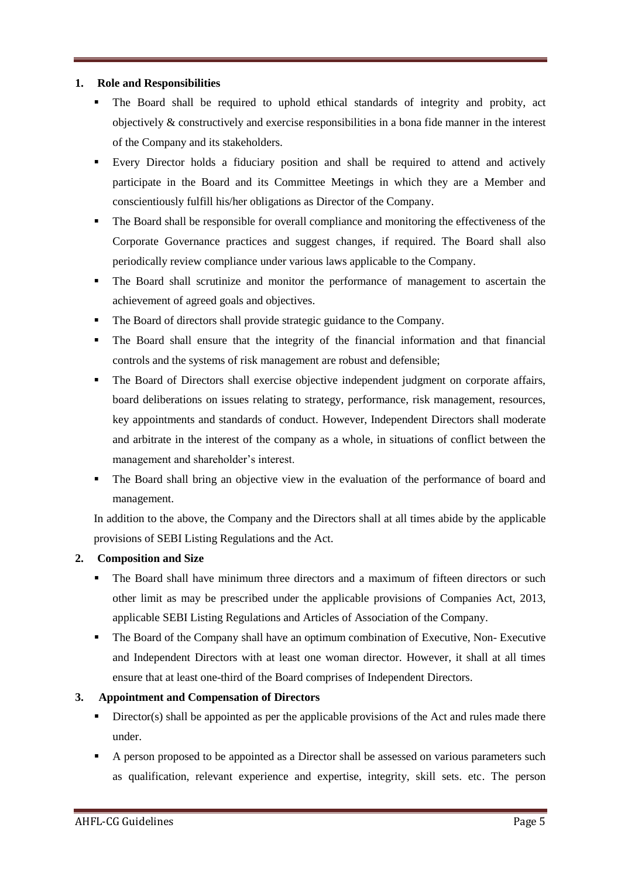## 1. Role and Responsibilities

- The Board shall be required to uphold ethical standards of integrity and probity, act objectively & constructively and exercise responsibilities in a bona fide manner in the interest of the Company and its stakeholders.
- Every Director holds a fiduciary position and shall be required to attend and actively participate in the Board and its Committee Meetings in which they are a Member and conscientiously fulfill his/her obligations as Director of the Company.
- The Board shall be responsible for overall compliance and monitoring the effectiveness of the Corporate Governance practices and suggest changes, if required. The Board shall also periodically review compliance under various laws applicable to the Company.
- The Board shall scrutinize and monitor the performance of management to ascertain the achievement of agreed goals and objectives.
- The Board of directors shall provide strategic guidance to the Company.
- The Board shall ensure that the integrity of the financial information and that financial controls and the systems of risk management are robust and defensible;
- The Board of Directors shall exercise objective independent judgment on corporate affairs, board deliberations on issues relating to strategy, performance, risk management, resources, key appointments and standards of conduct. However, Independent Directors shall moderate and arbitrate in the interest of the company as a whole, in situations of conflict between the management and shareholder's interest.
- The Board shall bring an objective view in the evaluation of the performance of board and management.

In addition to the above, the Company and the Directors shall at all times abide by the applicable provisions of SEBI Listing Regulations and the Act.

## 2. Composition and Size

- The Board shall have minimum three directors and a maximum of fifteen directors or such other limit as may be prescribed under the applicable provisions of Companies Act, 2013, applicable SEBI Listing Regulations and Articles of Association of the Company.
- The Board of the Company shall have an optimum combination of Executive, Non- Executive and Independent Directors with at least one woman director. However, it shall at all times ensure that at least one-third of the Board comprises of Independent Directors.

## 3. Appointment and Compensation of Directors

- Director(s) shall be appointed as per the applicable provisions of the Act and rules made there under.
- A person proposed to be appointed as a Director shall be assessed on various parameters such as qualification, relevant experience and expertise, integrity, skill sets. etc. The person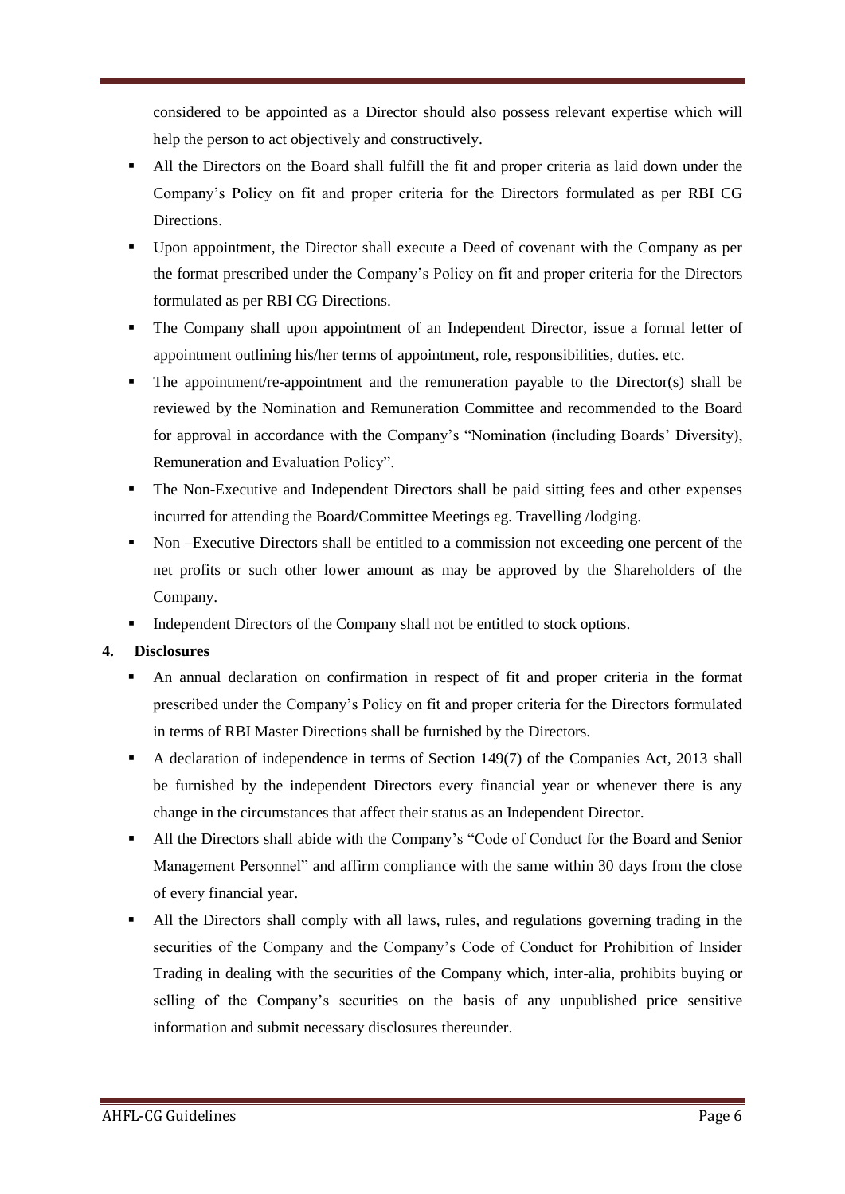considered to be appointed as a Director should also possess relevant expertise which will help the person to act objectively and constructively.

- All the Directors on the Board shall fulfill the fit and proper criteria as laid down under the Company's Policy on fit and proper criteria for the Directors formulated as per RBI CG Directions.
- Upon appointment, the Director shall execute a Deed of covenant with the Company as per the format prescribed under the Company's Policy on fit and proper criteria for the Directors formulated as per RBI CG Directions.
- The Company shall upon appointment of an Independent Director, issue a formal letter of appointment outlining his/her terms of appointment, role, responsibilities, duties. etc.
- The appointment/re-appointment and the remuneration payable to the Director(s) shall be reviewed by the Nomination and Remuneration Committee and recommended to the Board for approval in accordance with the Company's "Nomination (including Boards' Diversity), Remuneration and Evaluation Policy".
- The Non-Executive and Independent Directors shall be paid sitting fees and other expenses incurred for attending the Board/Committee Meetings eg. Travelling /lodging.
- Non –Executive Directors shall be entitled to a commission not exceeding one percent of the net profits or such other lower amount as may be approved by the Shareholders of the Company.
- Independent Directors of the Company shall not be entitled to stock options.

**4. Disclosures**

- An annual declaration on confirmation in respect of fit and proper criteria in the format prescribed under the Company's Policy on fit and proper criteria for the Directors formulated in terms of RBI Master Directions shall be furnished by the Directors.
- A declaration of independence in terms of Section 149(7) of the Companies Act, 2013 shall be furnished by the independent Directors every financial year or whenever there is any change in the circumstances that affect their status as an Independent Director.
- All the Directors shall abide with the Company's "Code of Conduct for the Board and Senior Management Personnel" and affirm compliance with the same within 30 days from the close of every financial year.
- All the Directors shall comply with all laws, rules, and regulations governing trading in the securities of the Company and the Company's Code of Conduct for Prohibition of Insider Trading in dealing with the securities of the Company which, inter-alia, prohibits buying or selling of the Company's securities on the basis of any unpublished price sensitive information and submit necessary disclosures thereunder.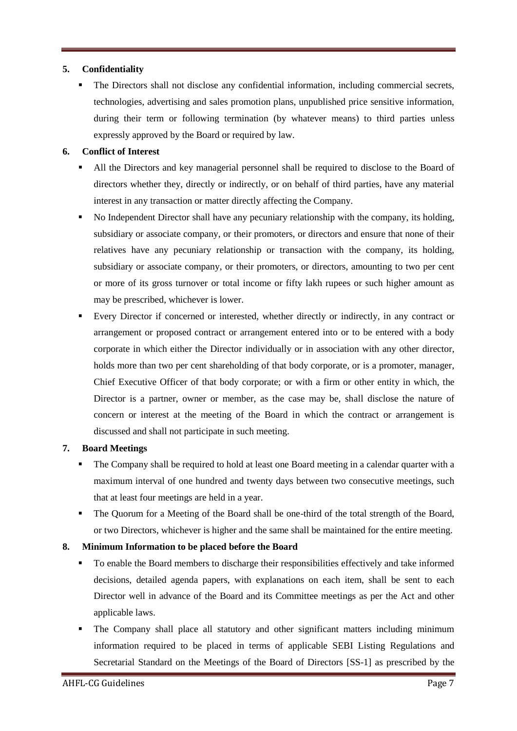**5. Confidentiality**

- The Directors shall not disclose any confidential information, including commercial secrets, technologies, advertising and sales promotion plans, unpublished price sensitive information, during their term or following termination (by whatever means) to third parties unless expressly approved by the Board or required by law.

**6. Conflict of Interest**

- All the Directors and key managerial personnel shall be required to disclose to the Board of directors whether they, directly or indirectly, or on behalf of third parties, have any material interest in any transaction or matter directly affecting the Company.
- No Independent Director shall have any pecuniary relationship with the company, its holding, subsidiary or associate company, or their promoters, or directors and ensure that none of their relatives have any pecuniary relationship or transaction with the company, its holding, subsidiary or associate company, or their promoters, or directors, amounting to two per cent or more of its gross turnover or total income or fifty lakh rupees or such higher amount as may be prescribed, whichever is lower.
- Every Director if concerned or interested, whether directly or indirectly, in any contract or arrangement or proposed contract or arrangement entered into or to be entered with a body corporate in which either the Director individually or in association with any other director, holds more than two per cent shareholding of that body corporate, or is a promoter, manager, Chief Executive Officer of that body corporate; or with a firm or other entity in which, the Director is a partner, owner or member, as the case may be, shall disclose the nature of concern or interest at the meeting of the Board in which the contract or arrangement is discussed and shall not participate in such meeting.

**7. Board Meetings**

- The Company shall be required to hold at least one Board meeting in a calendar quarter with a maximum interval of one hundred and twenty days between two consecutive meetings, such that at least four meetings are held in a year.
- The Quorum for a Meeting of the Board shall be one-third of the total strength of the Board, or two Directors, whichever is higher and the same shall be maintained for the entire meeting.

**8. Minimum Information to be placed before the Board**

- To enable the Board members to discharge their responsibilities effectively and take informed decisions, detailed agenda papers, with explanations on each item, shall be sent to each Director well in advance of the Board and its Committee meetings as per the Act and other applicable laws.
- The Company shall place all statutory and other significant matters including minimum information required to be placed in terms of applicable SEBI Listing Regulations and Secretarial Standard on the Meetings of the Board of Directors [SS-1] as prescribed by the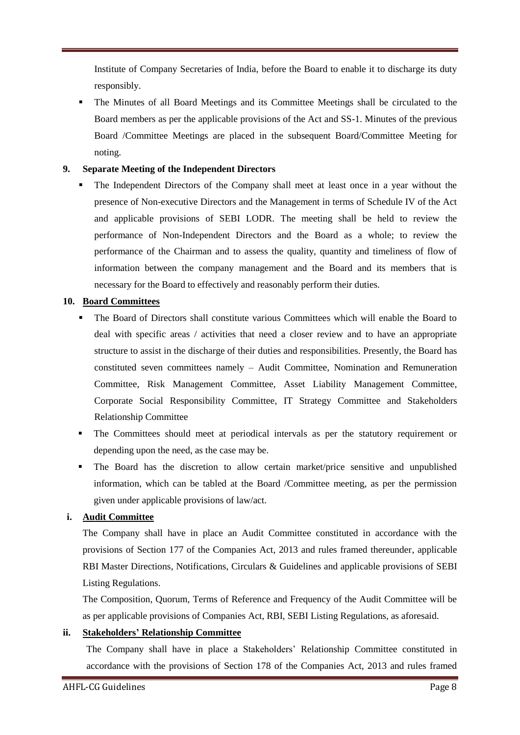Institute of Company Secretaries of India, before the Board to enable it to discharge its duty responsibly.

- The Minutes of all Board Meetings and its Committee Meetings shall be circulated to the Board members as per the applicable provisions of the Act and SS-1. Minutes of the previous Board /Committee Meetings are placed in the subsequent Board/Committee Meeting for noting.

**9. Separate Meeting of the Independent Directors**

- The Independent Directors of the Company shall meet at least once in a year without the presence of Non-executive Directors and the Management in terms of Schedule IV of the Act and applicable provisions of SEBI LODR. The meeting shall be held to review the performance of Non-Independent Directors and the Board as a whole; to review the performance of the Chairman and to assess the quality, quantity and timeliness of flow of information between the company management and the Board and its members that is necessary for the Board to effectively and reasonably perform their duties.

**10. Board Committees**

- The Board of Directors shall constitute various Committees which will enable the Board to deal with specific areas / activities that need a closer review and to have an appropriate structure to assist in the discharge of their duties and responsibilities. Presently, the Board has constituted seven committees namely – Audit Committee, Nomination and Remuneration Committee, Risk Management Committee, Asset Liability Management Committee, Corporate Social Responsibility Committee, IT Strategy Committee and Stakeholders Relationship Committee
- The Committees should meet at periodical intervals as per the statutory requirement or depending upon the need, as the case may be.
- The Board has the discretion to allow certain market/price sensitive and unpublished information, which can be tabled at the Board /Committee meeting, as per the permission given under applicable provisions of law/act.

**i. Audit Committee**

The Company shall have in place an Audit Committee constituted in accordance with the provisions of Section 177 of the Companies Act, 2013 and rules framed thereunder, applicable RBI Master Directions, Notifications, Circulars & Guidelines and applicable provisions of SEBI Listing Regulations.

The Composition, Quorum, Terms of Reference and Frequency of the Audit Committee will be as per applicable provisions of Companies Act, RBI, SEBI Listing Regulations, as aforesaid.

**ii. Stakeholders' Relationship Committee**

The Company shall have in place a Stakeholders' Relationship Committee constituted in accordance with the provisions of Section 178 of the Companies Act, 2013 and rules framed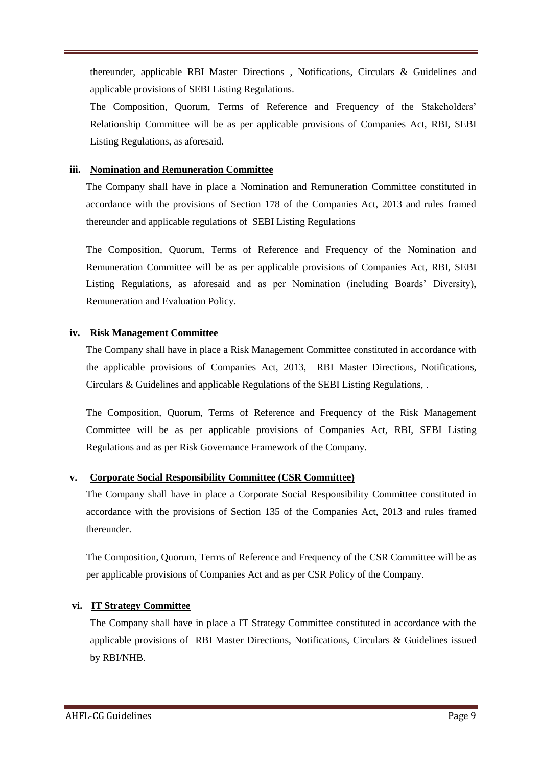thereunder, applicable RBI Master Directions , Notifications, Circulars & Guidelines and applicable provisions of SEBI Listing Regulations.

The Composition, Quorum, Terms of Reference and Frequency of the Stakeholders' Relationship Committee will be as per applicable provisions of Companies Act, RBI, SEBI Listing Regulations, as aforesaid.

**iii. Nomination and Remuneration Committee**

The Company shall have in place a Nomination and Remuneration Committee constituted in accordance with the provisions of Section 178 of the Companies Act, 2013 and rules framed thereunder and applicable regulations of SEBI Listing Regulations

The Composition, Quorum, Terms of Reference and Frequency of the Nomination and Remuneration Committee will be as per applicable provisions of Companies Act, RBI, SEBI Listing Regulations, as aforesaid and as per Nomination (including Boards' Diversity), Remuneration and Evaluation Policy.

**iv. Risk Management Committee**

The Company shall have in place a Risk Management Committee constituted in accordance with the applicable provisions of Companies Act, 2013, RBI Master Directions, Notifications, Circulars & Guidelines and applicable Regulations of the SEBI Listing Regulations, .

The Composition, Quorum, Terms of Reference and Frequency of the Risk Management Committee will be as per applicable provisions of Companies Act, RBI, SEBI Listing Regulations and as per Risk Governance Framework of the Company.

**v. Corporate Social Responsibility Committee (CSR Committee)**

The Company shall have in place a Corporate Social Responsibility Committee constituted in accordance with the provisions of Section 135 of the Companies Act, 2013 and rules framed thereunder.

The Composition, Quorum, Terms of Reference and Frequency of the CSR Committee will be as per applicable provisions of Companies Act and as per CSR Policy of the Company.

**vi. IT Strategy Committee**

The Company shall have in place a IT Strategy Committee constituted in accordance with the applicable provisions of RBI Master Directions, Notifications, Circulars & Guidelines issued by RBI/NHB.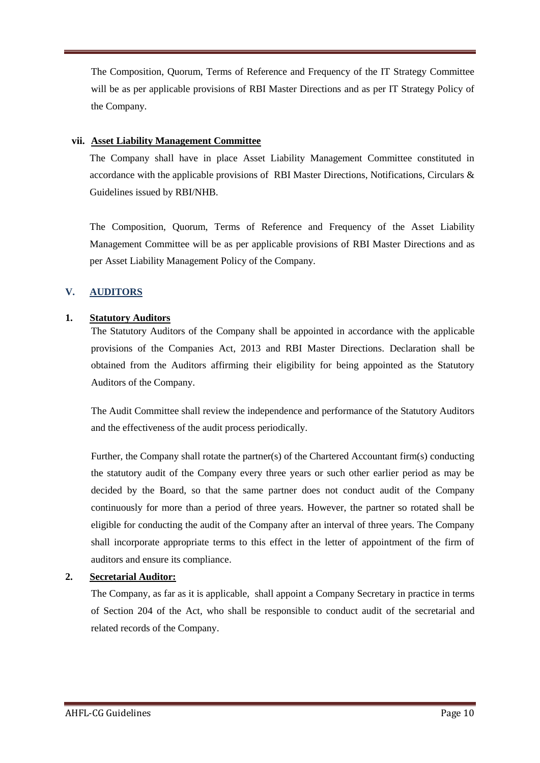The Composition, Quorum, Terms of Reference and Frequency of the IT Strategy Committee will be as per applicable provisions of RBI Master Directions and as per IT Strategy Policy of the Company.

### vii. Asset Liability Management Committee

The Company shall have in place Asset Liability Management Committee constituted in accordance with the applicable provisions of RBI Master Directions, Notifications, Circulars & Guidelines issued by RBI/NHB.

The Composition, Quorum, Terms of Reference and Frequency of the Asset Liability Management Committee will be as per applicable provisions of RBI Master Directions and as per Asset Liability Management Policy of the Company.

## V. AUDITORS

### 1. Statutory Auditors

The Statutory Auditors of the Company shall be appointed in accordance with the applicable provisions of the Companies Act, 2013 and RBI Master Directions. Declaration shall be obtained from the Auditors affirming their eligibility for being appointed as the Statutory Auditors of the Company.

The Audit Committee shall review the independence and performance of the Statutory Auditors and the effectiveness of the audit process periodically.

Further, the Company shall rotate the partner(s) of the Chartered Accountant firm(s) conducting the statutory audit of the Company every three years or such other earlier period as may be decided by the Board, so that the same partner does not conduct audit of the Company continuously for more than a period of three years. However, the partner so rotated shall be eligible for conducting the audit of the Company after an interval of three years. The Company shall incorporate appropriate terms to this effect in the letter of appointment of the firm of auditors and ensure its compliance.

### 2. Secretarial Auditor:

The Company, as far as it is applicable, shall appoint a Company Secretary in practice in terms of Section 204 of the Act, who shall be responsible to conduct audit of the secretarial and related records of the Company.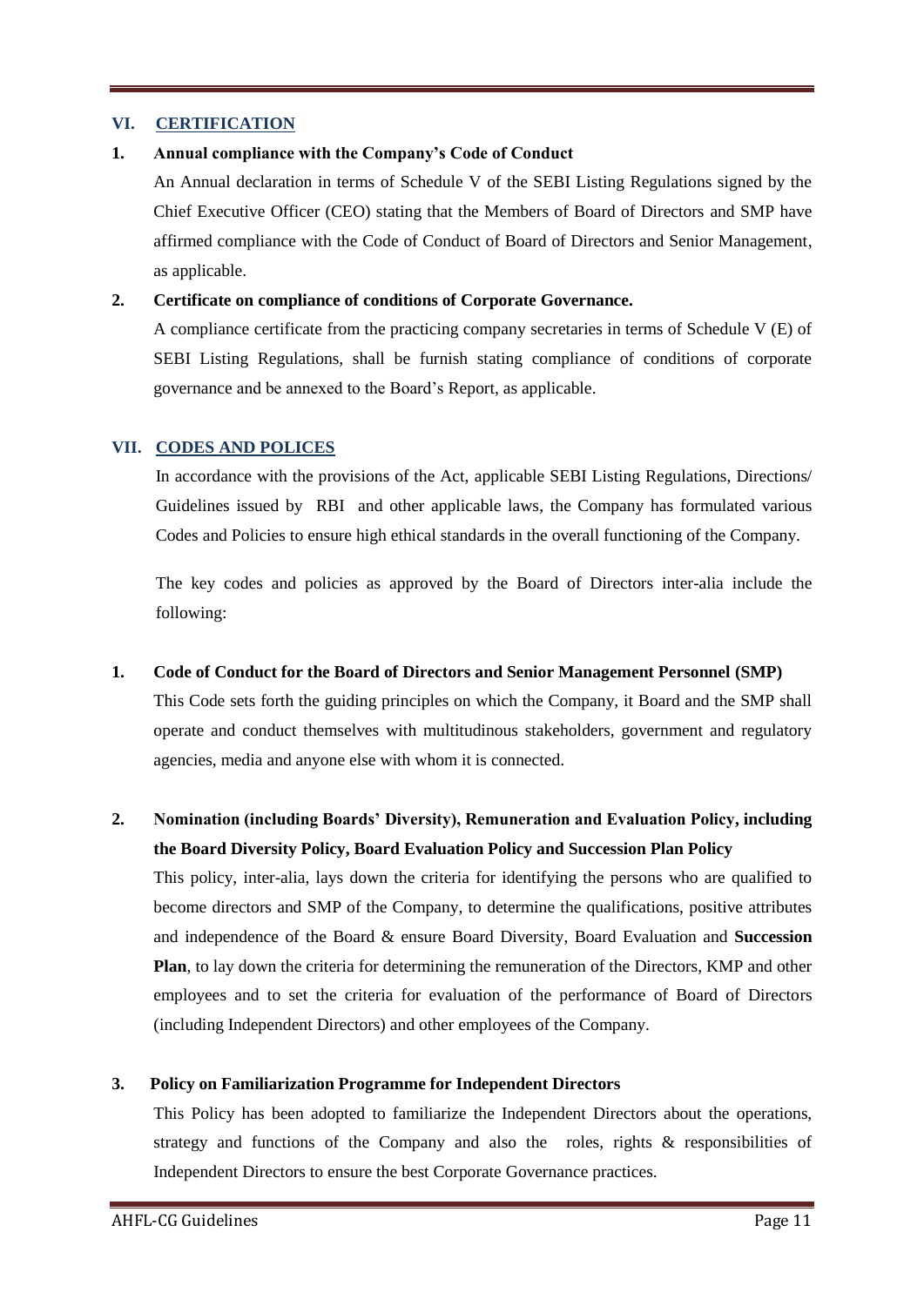## VI. CERTIFICATION

**1. Annual compliance with the Company's Code of Conduct**

An Annual declaration in terms of Schedule V of the SEBI Listing Regulations signed by the Chief Executive Officer (CEO) stating that the Members of Board of Directors and SMP have affirmed compliance with the Code of Conduct of Board of Directors and Senior Management, as applicable.

**2. Certificate on compliance of conditions of Corporate Governance.**

A compliance certificate from the practicing company secretaries in terms of Schedule V (E) of SEBI Listing Regulations, shall be furnish stating compliance of conditions of corporate governance and be annexed to the Board's Report, as applicable.

## VII. CODES AND POLICES

In accordance with the provisions of the Act, applicable SEBI Listing Regulations, Directions/ Guidelines issued by RBI and other applicable laws, the Company has formulated various Codes and Policies to ensure high ethical standards in the overall functioning of the Company.

The key codes and policies as approved by the Board of Directors inter-alia include the following:

**1. Code of Conduct for the Board of Directors and Senior Management Personnel (SMP)**

This Code sets forth the guiding principles on which the Company, it Board and the SMP shall operate and conduct themselves with multitudinous stakeholders, government and regulatory agencies, media and anyone else with whom it is connected.

**2. Nomination (including Boards' Diversity), Remuneration and Evaluation Policy, including the Board Diversity Policy, Board Evaluation Policy and Succession Plan Policy**

This policy, inter-alia, lays down the criteria for identifying the persons who are qualified to become directors and SMP of the Company, to determine the qualifications, positive attributes and independence of the Board & ensure Board Diversity, Board Evaluation and **Succession Plan**, to lay down the criteria for determining the remuneration of the Directors, KMP and other employees and to set the criteria for evaluation of the performance of Board of Directors (including Independent Directors) and other employees of the Company.

**3. Policy on Familiarization Programme for Independent Directors**

This Policy has been adopted to familiarize the Independent Directors about the operations, strategy and functions of the Company and also the roles, rights & responsibilities of Independent Directors to ensure the best Corporate Governance practices.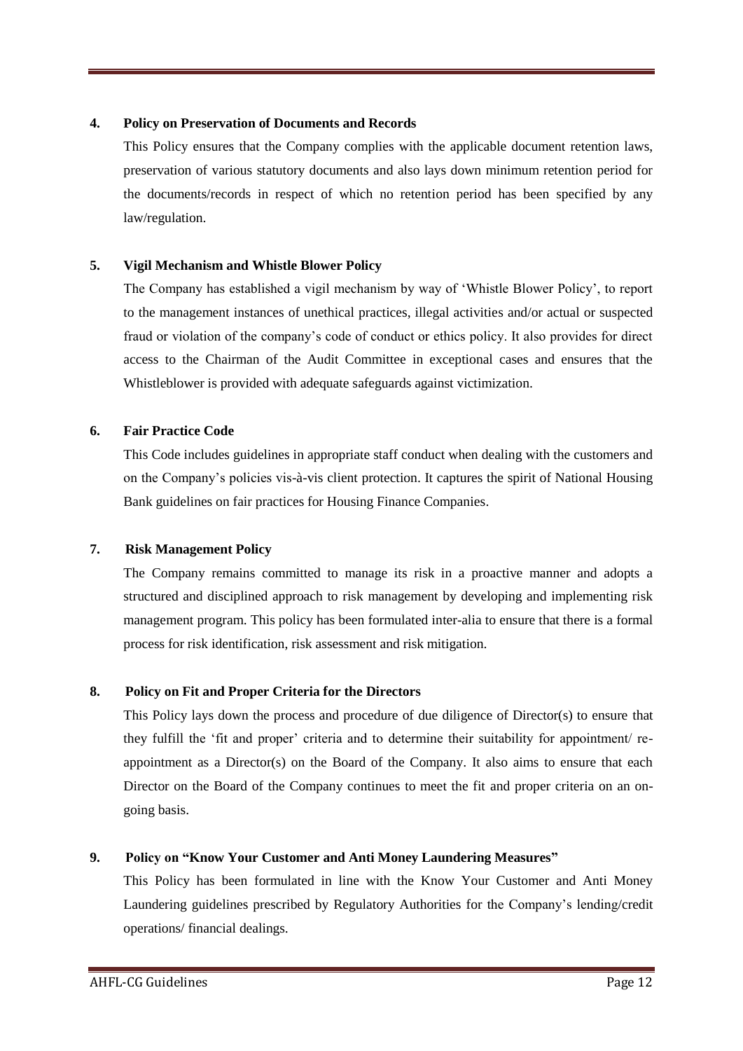**4. Policy on Preservation of Documents and Records**

This Policy ensures that the Company complies with the applicable document retention laws, preservation of various statutory documents and also lays down minimum retention period for the documents/records in respect of which no retention period has been specified by any law/regulation.

**5. Vigil Mechanism and Whistle Blower Policy**

The Company has established a vigil mechanism by way of 'Whistle Blower Policy', to report to the management instances of unethical practices, illegal activities and/or actual or suspected fraud or violation of the company's code of conduct or ethics policy. It also provides for direct access to the Chairman of the Audit Committee in exceptional cases and ensures that the Whistleblower is provided with adequate safeguards against victimization.

**6. Fair Practice Code**

This Code includes guidelines in appropriate staff conduct when dealing with the customers and on the Company's policies vis-à-vis client protection. It captures the spirit of National Housing Bank guidelines on fair practices for Housing Finance Companies.

**7. Risk Management Policy**

The Company remains committed to manage its risk in a proactive manner and adopts a structured and disciplined approach to risk management by developing and implementing risk management program. This policy has been formulated inter-alia to ensure that there is a formal process for risk identification, risk assessment and risk mitigation.

**8. Policy on Fit and Proper Criteria for the Directors**

This Policy lays down the process and procedure of due diligence of Director(s) to ensure that they fulfill the 'fit and proper' criteria and to determine their suitability for appointment/ re-appointment as a Director(s) on the Board of the Company. It also aims to ensure that each Director on the Board of the Company continues to meet the fit and proper criteria on an on-going basis.

**9. Policy on "Know Your Customer and Anti Money Laundering Measures"**

This Policy has been formulated in line with the Know Your Customer and Anti Money Laundering guidelines prescribed by Regulatory Authorities for the Company's lending/credit operations/ financial dealings.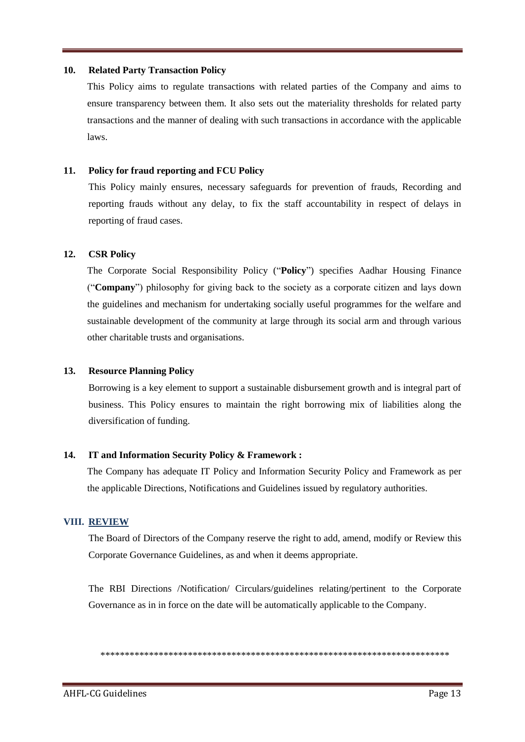**10. Related Party Transaction Policy**

This Policy aims to regulate transactions with related parties of the Company and aims to ensure transparency between them. It also sets out the materiality thresholds for related party transactions and the manner of dealing with such transactions in accordance with the applicable laws.

**11. Policy for fraud reporting and FCU Policy**

This Policy mainly ensures, necessary safeguards for prevention of frauds, Recording and reporting frauds without any delay, to fix the staff accountability in respect of delays in reporting of fraud cases.

**12. CSR Policy**

The Corporate Social Responsibility Policy ("**Policy**") specifies Aadhar Housing Finance ("**Company**") philosophy for giving back to the society as a corporate citizen and lays down the guidelines and mechanism for undertaking socially useful programmes for the welfare and sustainable development of the community at large through its social arm and through various other charitable trusts and organisations.

**13. Resource Planning Policy**

Borrowing is a key element to support a sustainable disbursement growth and is integral part of business. This Policy ensures to maintain the right borrowing mix of liabilities along the diversification of funding.

**14. IT and Information Security Policy & Framework :**

The Company has adequate IT Policy and Information Security Policy and Framework as per the applicable Directions, Notifications and Guidelines issued by regulatory authorities.

## VIII. REVIEW

The Board of Directors of the Company reserve the right to add, amend, modify or Review this Corporate Governance Guidelines, as and when it deems appropriate.

The RBI Directions /Notification/ Circulars/guidelines relating/pertinent to the Corporate Governance as in in force on the date will be automatically applicable to the Company.

************************************************************************